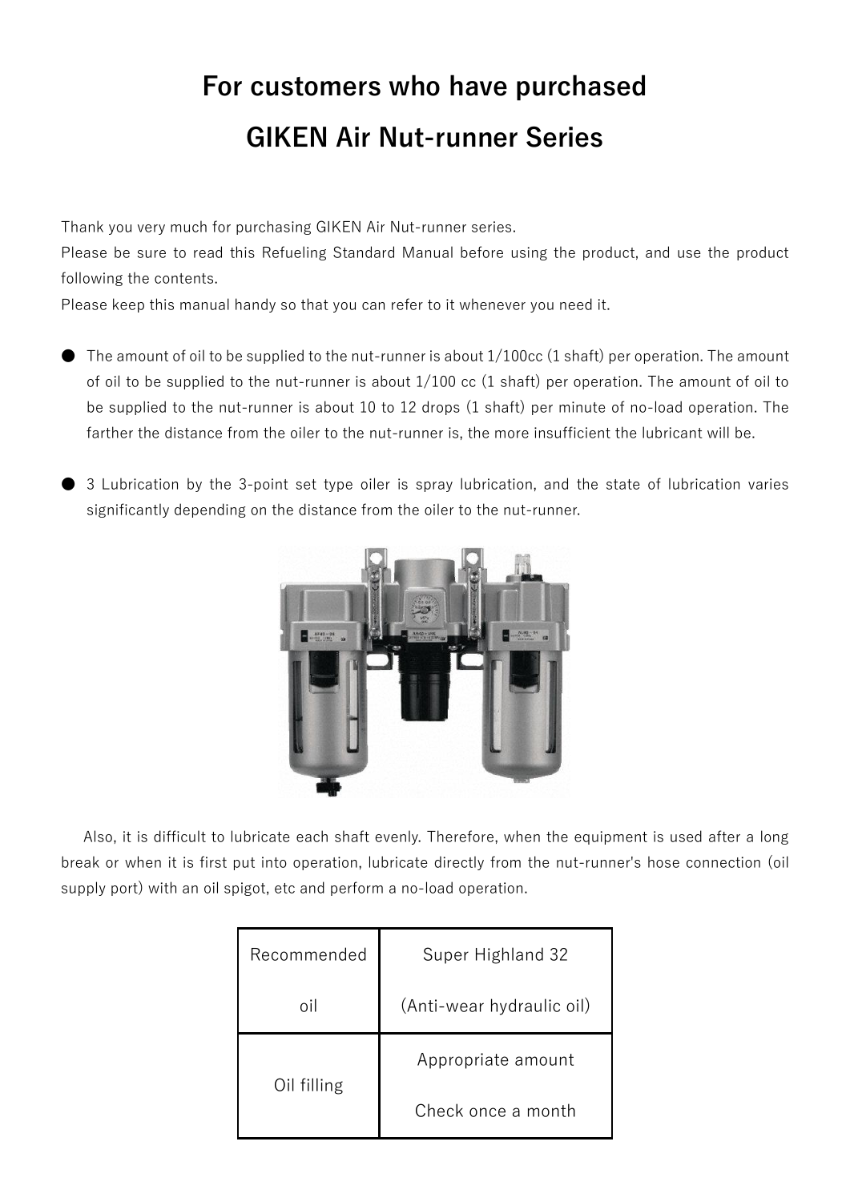# For customers who have purchased GIKEN Air Nut-runner Series

Thank you very much for purchasing GIKEN Air Nut-runner series.
Please be sure to read this Refueling Standard Manual before using the product, and use the product following the contents.
Please keep this manual handy so that you can refer to it whenever you need it.

- The amount of oil to be supplied to the nut-runner is about 1/100cc (1 shaft) per operation. The amount of oil to be supplied to the nut-runner is about 1/100 cc (1 shaft) per operation. The amount of oil to be supplied to the nut-runner is about 10 to 12 drops (1 shaft) per minute of no-load operation. The farther the distance from the oiler to the nut-runner is, the more insufficient the lubricant will be.

- 3 Lubrication by the 3-point set type oiler is spray lubrication, and the state of lubrication varies significantly depending on the distance from the oiler to the nut-runner.

Also, it is difficult to lubricate each shaft evenly. Therefore, when the equipment is used after a long break or when it is first put into operation, lubricate directly from the nut-runner's hose connection (oil supply port) with an oil spigot, etc and perform a no-load operation.

| Recommended oil | Super Highland 32 (Anti-wear hydraulic oil) |
|---|---|
| Oil filling | Appropriate amount<br>Check once a month |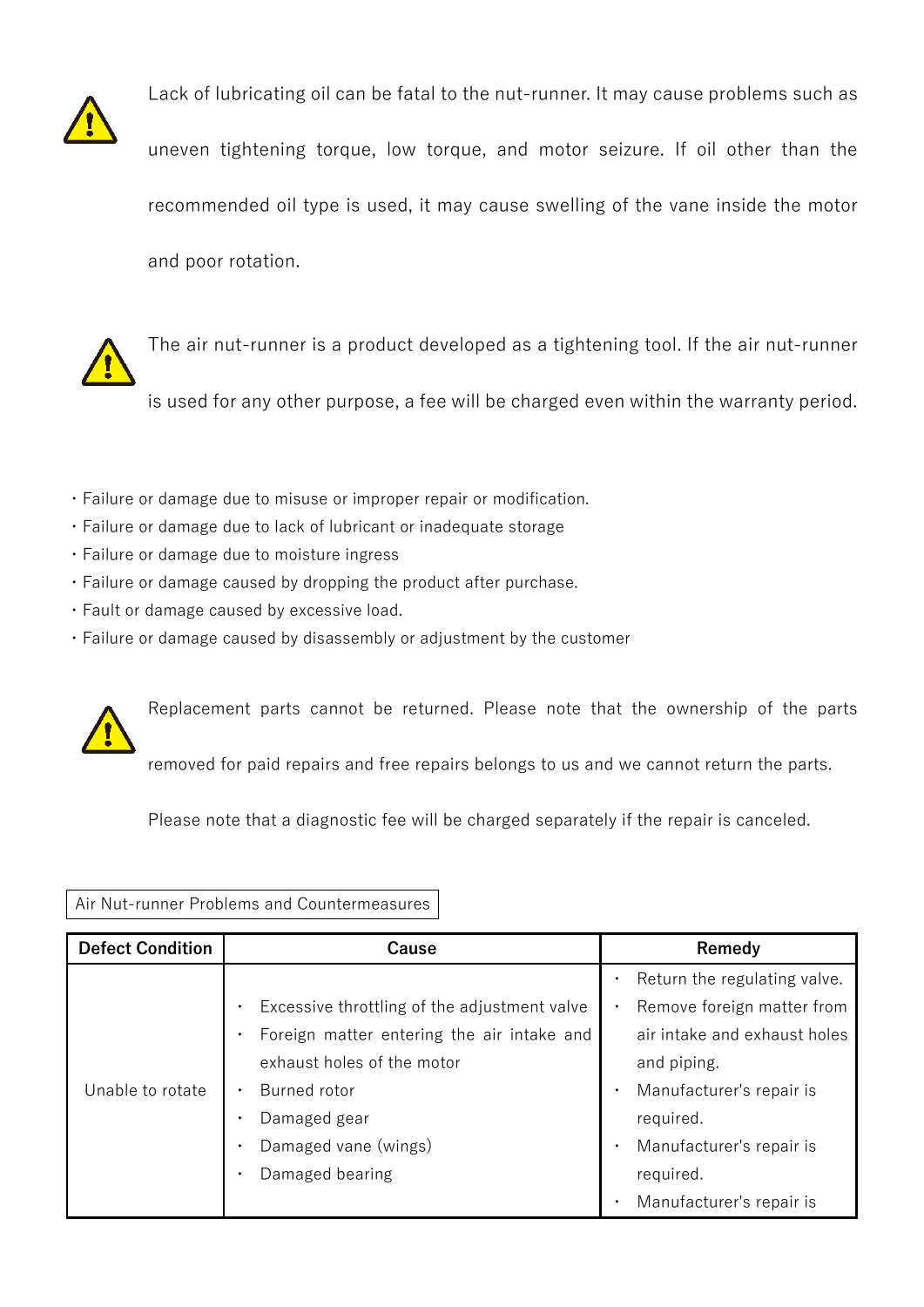⚠ Lack of lubricating oil can be fatal to the nut-runner. It may cause problems such as uneven tightening torque, low torque, and motor seizure. If oil other than the recommended oil type is used, it may cause swelling of the vane inside the motor and poor rotation.

⚠ The air nut-runner is a product developed as a tightening tool. If the air nut-runner is used for any other purpose, a fee will be charged even within the warranty period.

- Failure or damage due to misuse or improper repair or modification.
- Failure or damage due to lack of lubricant or inadequate storage
- Failure or damage due to moisture ingress
- Failure or damage caused by dropping the product after purchase.
- Fault or damage caused by excessive load.
- Failure or damage caused by disassembly or adjustment by the customer

⚠ Replacement parts cannot be returned. Please note that the ownership of the parts removed for paid repairs and free repairs belongs to us and we cannot return the parts.

Please note that a diagnostic fee will be charged separately if the repair is canceled.

Air Nut-runner Problems and Countermeasures

| Defect Condition | Cause | Remedy |
|---|---|---|
| Unable to rotate | • Excessive throttling of the adjustment valve<br>• Foreign matter entering the air intake and exhaust holes of the motor<br>• Burned rotor<br>• Damaged gear<br>• Damaged vane (wings)<br>• Damaged bearing | • Return the regulating valve.<br>• Remove foreign matter from air intake and exhaust holes and piping.<br>• Manufacturer's repair is required.<br>• Manufacturer's repair is required.<br>• Manufacturer's repair is |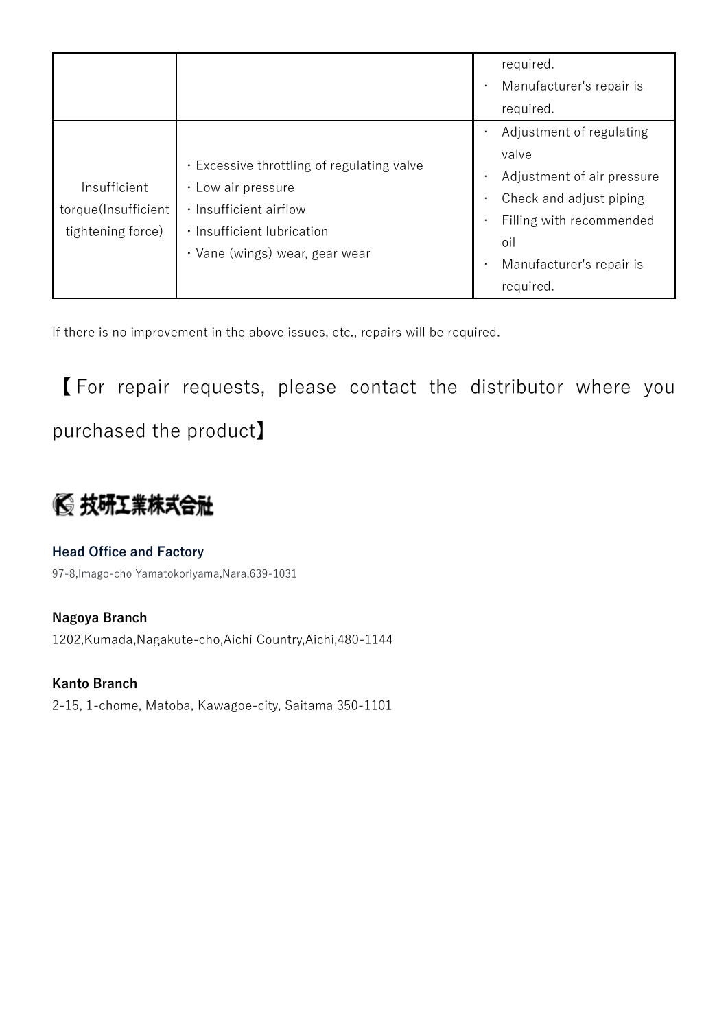| | | |
|---|---|---|
| | | required.<br>・ Manufacturer's repair is required. |
| Insufficient torque(Insufficient tightening force) | ・Excessive throttling of regulating valve<br>・Low air pressure<br>・Insufficient airflow<br>・Insufficient lubrication<br>・Vane (wings) wear, gear wear | ・ Adjustment of regulating valve<br>・ Adjustment of air pressure<br>・ Check and adjust piping<br>・ Filling with recommended oil<br>・ Manufacturer's repair is required. |

If there is no improvement in the above issues, etc., repairs will be required.

【For repair requests, please contact the distributor where you purchased the product】

技研工業株式会社

**Head Office and Factory**

97-8,Imago-cho Yamatokoriyama,Nara,639-1031

**Nagoya Branch**

1202,Kumada,Nagakute-cho,Aichi Country,Aichi,480-1144

**Kanto Branch**

2-15, 1-chome, Matoba, Kawagoe-city, Saitama 350-1101